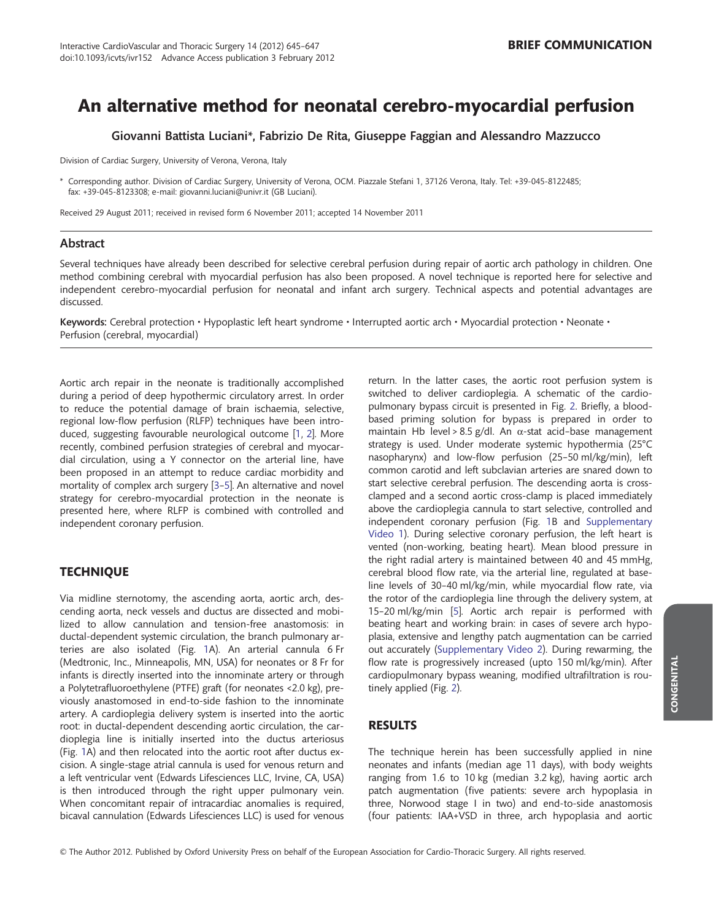# An alternative method for neonatal cerebro-myocardial perfusion

Giovanni Battista Luciani*, Fabrizio De Rita, Giuseppe Faggian and Alessandro Mazzucco

Division of Cardiac Surgery, University of Verona, Verona, Italy

* Corresponding author. Division of Cardiac Surgery, University of Verona, OCM. Piazzale Stefani 1, 37126 Verona, Italy. Tel: +39-045-8122485; fax: +39-045-8123308; e-mail: giovanni.luciani@univr.it (GB Luciani).

Received 29 August 2011; received in revised form 6 November 2011; accepted 14 November 2011

## Abstract

Several techniques have already been described for selective cerebral perfusion during repair of aortic arch pathology in children. One method combining cerebral with myocardial perfusion has also been proposed. A novel technique is reported here for selective and independent cerebro-myocardial perfusion for neonatal and infant arch surgery. Technical aspects and potential advantages are discussed.

**Keywords:** Cerebral protection • Hypoplastic left heart syndrome • Interrupted aortic arch • Myocardial protection • Neonate • Perfusion (cerebral, myocardial)

Aortic arch repair in the neonate is traditionally accomplished during a period of deep hypothermic circulatory arrest. In order to reduce the potential damage of brain ischaemia, selective, regional low-flow perfusion (RLFP) techniques have been introduced, suggesting favourable neurological outcome [1, 2]. More recently, combined perfusion strategies of cerebral and myocardial circulation, using a Y connector on the arterial line, have been proposed in an attempt to reduce cardiac morbidity and mortality of complex arch surgery [3–5]. An alternative and novel strategy for cerebro-myocardial protection in the neonate is presented here, where RLFP is combined with controlled and independent coronary perfusion.

## TECHNIQUE

Via midline sternotomy, the ascending aorta, aortic arch, descending aorta, neck vessels and ductus are dissected and mobilized to allow cannulation and tension-free anastomosis: in ductal-dependent systemic circulation, the branch pulmonary arteries are also isolated (Fig. 1A). An arterial cannula 6 Fr (Medtronic, Inc., Minneapolis, MN, USA) for neonates or 8 Fr for infants is directly inserted into the innominate artery or through a Polytetrafluoroethylene (PTFE) graft (for neonates <2.0 kg), previously anastomosed in end-to-side fashion to the innominate artery. A cardioplegia delivery system is inserted into the aortic root: in ductal-dependent descending aortic circulation, the cardioplegia line is initially inserted into the ductus arteriosus (Fig. 1A) and then relocated into the aortic root after ductus excision. A single-stage atrial cannula is used for venous return and a left ventricular vent (Edwards Lifesciences LLC, Irvine, CA, USA) is then introduced through the right upper pulmonary vein. When concomitant repair of intracardiac anomalies is required, bicaval cannulation (Edwards Lifesciences LLC) is used for venous return. In the latter cases, the aortic root perfusion system is switched to deliver cardioplegia. A schematic of the cardiopulmonary bypass circuit is presented in Fig. 2. Briefly, a blood-based priming solution for bypass is prepared in order to maintain Hb level > 8.5 g/dl. An α-stat acid–base management strategy is used. Under moderate systemic hypothermia (25°C nasopharynx) and low-flow perfusion (25–50 ml/kg/min), left common carotid and left subclavian arteries are snared down to start selective cerebral perfusion. The descending aorta is cross-clamped and a second aortic cross-clamp is placed immediately above the cardioplegia cannula to start selective, controlled and independent coronary perfusion (Fig. 1B and Supplementary Video 1). During selective coronary perfusion, the left heart is vented (non-working, beating heart). Mean blood pressure in the right radial artery is maintained between 40 and 45 mmHg, cerebral blood flow rate, via the arterial line, regulated at baseline levels of 30–40 ml/kg/min, while myocardial flow rate, via the rotor of the cardioplegia line through the delivery system, at 15–20 ml/kg/min [5]. Aortic arch repair is performed with beating heart and working brain: in cases of severe arch hypoplasia, extensive and lengthy patch augmentation can be carried out accurately (Supplementary Video 2). During rewarming, the flow rate is progressively increased (upto 150 ml/kg/min). After cardiopulmonary bypass weaning, modified ultrafiltration is routinely applied (Fig. 2).

## RESULTS

The technique herein has been successfully applied in nine neonates and infants (median age 11 days), with body weights ranging from 1.6 to 10 kg (median 3.2 kg), having aortic arch patch augmentation (five patients: severe arch hypoplasia in three, Norwood stage I in two) and end-to-side anastomosis (four patients: IAA+VSD in three, arch hypoplasia and aortic

© The Author 2012. Published by Oxford University Press on behalf of the European Association for Cardio-Thoracic Surgery. All rights reserved.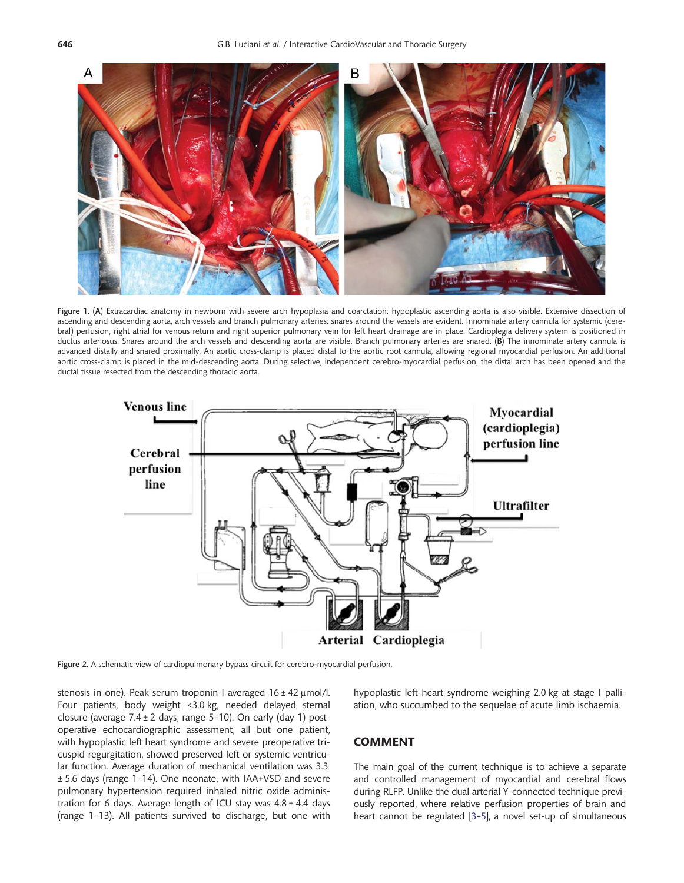**Figure 1.** (**A**) Extracardiac anatomy in newborn with severe arch hypoplasia and coarctation: hypoplastic ascending aorta is also visible. Extensive dissection of ascending and descending aorta, arch vessels and branch pulmonary arteries: snares around the vessels are evident. Innominate artery cannula for systemic (cerebral) perfusion, right atrial for venous return and right superior pulmonary vein for left heart drainage are in place. Cardioplegia delivery system is positioned in ductus arteriosus. Snares around the arch vessels and descending aorta are visible. Branch pulmonary arteries are snared. (**B**) The innominate artery cannula is advanced distally and snared proximally. An aortic cross-clamp is placed distal to the aortic root cannula, allowing regional myocardial perfusion. An additional aortic cross-clamp is placed in the mid-descending aorta. During selective, independent cerebro-myocardial perfusion, the distal arch has been opened and the ductal tissue resected from the descending thoracic aorta.

**Figure 2.** A schematic view of cardiopulmonary bypass circuit for cerebro-myocardial perfusion.

stenosis in one). Peak serum troponin I averaged 16 ± 42 μmol/l. Four patients, body weight <3.0 kg, needed delayed sternal closure (average 7.4 ± 2 days, range 5–10). On early (day 1) postoperative echocardiographic assessment, all but one patient, with hypoplastic left heart syndrome and severe preoperative tricuspid regurgitation, showed preserved left or systemic ventricular function. Average duration of mechanical ventilation was 3.3 ± 5.6 days (range 1–14). One neonate, with IAA+VSD and severe pulmonary hypertension required inhaled nitric oxide administration for 6 days. Average length of ICU stay was 4.8 ± 4.4 days (range 1–13). All patients survived to discharge, but one with hypoplastic left heart syndrome weighing 2.0 kg at stage I palliation, who succumbed to the sequelae of acute limb ischaemia.

## COMMENT

The main goal of the current technique is to achieve a separate and controlled management of myocardial and cerebral flows during RLFP. Unlike the dual arterial Y-connected technique previously reported, where relative perfusion properties of brain and heart cannot be regulated [3–5], a novel set-up of simultaneous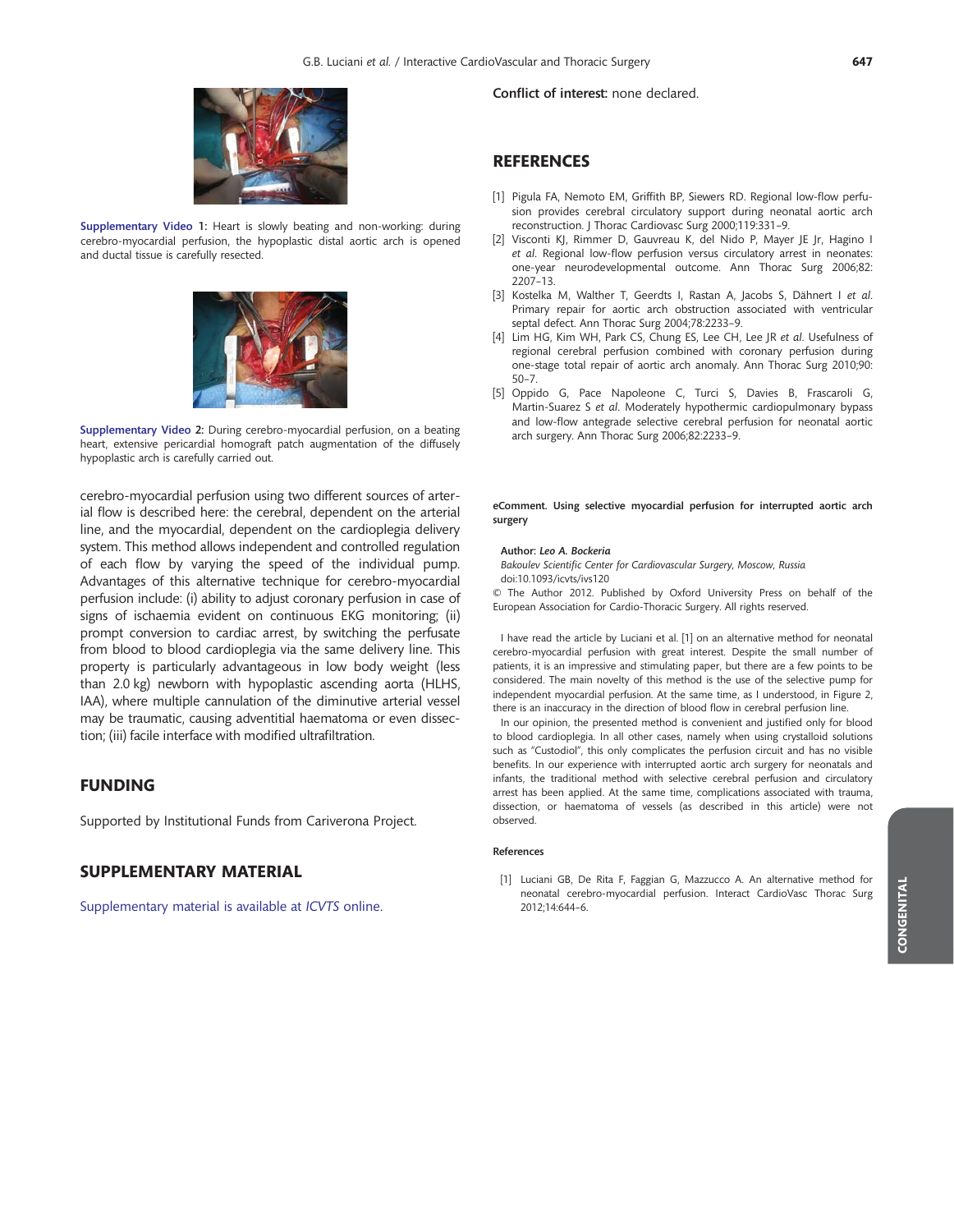**Supplementary Video 1:** Heart is slowly beating and non-working: during cerebro-myocardial perfusion, the hypoplastic distal aortic arch is opened and ductal tissue is carefully resected.

**Supplementary Video 2:** During cerebro-myocardial perfusion, on a beating heart, extensive pericardial homograft patch augmentation of the diffusely hypoplastic arch is carefully carried out.

cerebro-myocardial perfusion using two different sources of arterial flow is described here: the cerebral, dependent on the arterial line, and the myocardial, dependent on the cardioplegia delivery system. This method allows independent and controlled regulation of each flow by varying the speed of the individual pump. Advantages of this alternative technique for cerebro-myocardial perfusion include: (i) ability to adjust coronary perfusion in case of signs of ischaemia evident on continuous EKG monitoring; (ii) prompt conversion to cardiac arrest, by switching the perfusate from blood to blood cardioplegia via the same delivery line. This property is particularly advantageous in low body weight (less than 2.0 kg) newborn with hypoplastic ascending aorta (HLHS, IAA), where multiple cannulation of the diminutive arterial vessel may be traumatic, causing adventitial haematoma or even dissection; (iii) facile interface with modified ultrafiltration.

## FUNDING

Supported by Institutional Funds from Cariverona Project.

## SUPPLEMENTARY MATERIAL

Supplementary material is available at *ICVTS* online.

**Conflict of interest:** none declared.

## REFERENCES

[1] Pigula FA, Nemoto EM, Griffith BP, Siewers RD. Regional low-flow perfusion provides cerebral circulatory support during neonatal aortic arch reconstruction. J Thorac Cardiovasc Surg 2000;119:331–9.

[2] Visconti KJ, Rimmer D, Gauvreau K, del Nido P, Mayer JE Jr, Hagino I *et al*. Regional low-flow perfusion versus circulatory arrest in neonates: one-year neurodevelopmental outcome. Ann Thorac Surg 2006;82:2207–13.

[3] Kostelka M, Walther T, Geerdts I, Rastan A, Jacobs S, Dähnert I *et al*. Primary repair for aortic arch obstruction associated with ventricular septal defect. Ann Thorac Surg 2004;78:2233–9.

[4] Lim HG, Kim WH, Park CS, Chung ES, Lee CH, Lee JR *et al*. Usefulness of regional cerebral perfusion combined with coronary perfusion during one-stage total repair of aortic arch anomaly. Ann Thorac Surg 2010;90:50–7.

[5] Oppido G, Pace Napoleone C, Turci S, Davies B, Frascaroli G, Martin-Suarez S *et al*. Moderately hypothermic cardiopulmonary bypass and low-flow antegrade selective cerebral perfusion for neonatal aortic arch surgery. Ann Thorac Surg 2006;82:2233–9.

**eComment. Using selective myocardial perfusion for interrupted aortic arch surgery**

**Author:** *Leo A. Bockeria*
*Bakoulev Scientific Center for Cardiovascular Surgery, Moscow, Russia*
doi:10.1093/icvts/ivs120
© The Author 2012. Published by Oxford University Press on behalf of the European Association for Cardio-Thoracic Surgery. All rights reserved.

I have read the article by Luciani et al. [1] on an alternative method for neonatal cerebro-myocardial perfusion with great interest. Despite the small number of patients, it is an impressive and stimulating paper, but there are a few points to be considered. The main novelty of this method is the use of the selective pump for independent myocardial perfusion. At the same time, as I understood, in Figure 2, there is an inaccuracy in the direction of blood flow in cerebral perfusion line.

In our opinion, the presented method is convenient and justified only for blood to blood cardioplegia. In all other cases, namely when using crystalloid solutions such as "Custodiol", this only complicates the perfusion circuit and has no visible benefits. In our experience with interrupted aortic arch surgery for neonatals and infants, the traditional method with selective cerebral perfusion and circulatory arrest has been applied. At the same time, complications associated with trauma, dissection, or haematoma of vessels (as described in this article) were not observed.

**References**

[1] Luciani GB, De Rita F, Faggian G, Mazzucco A. An alternative method for neonatal cerebro-myocardial perfusion. Interact CardioVasc Thorac Surg 2012;14:644–6.